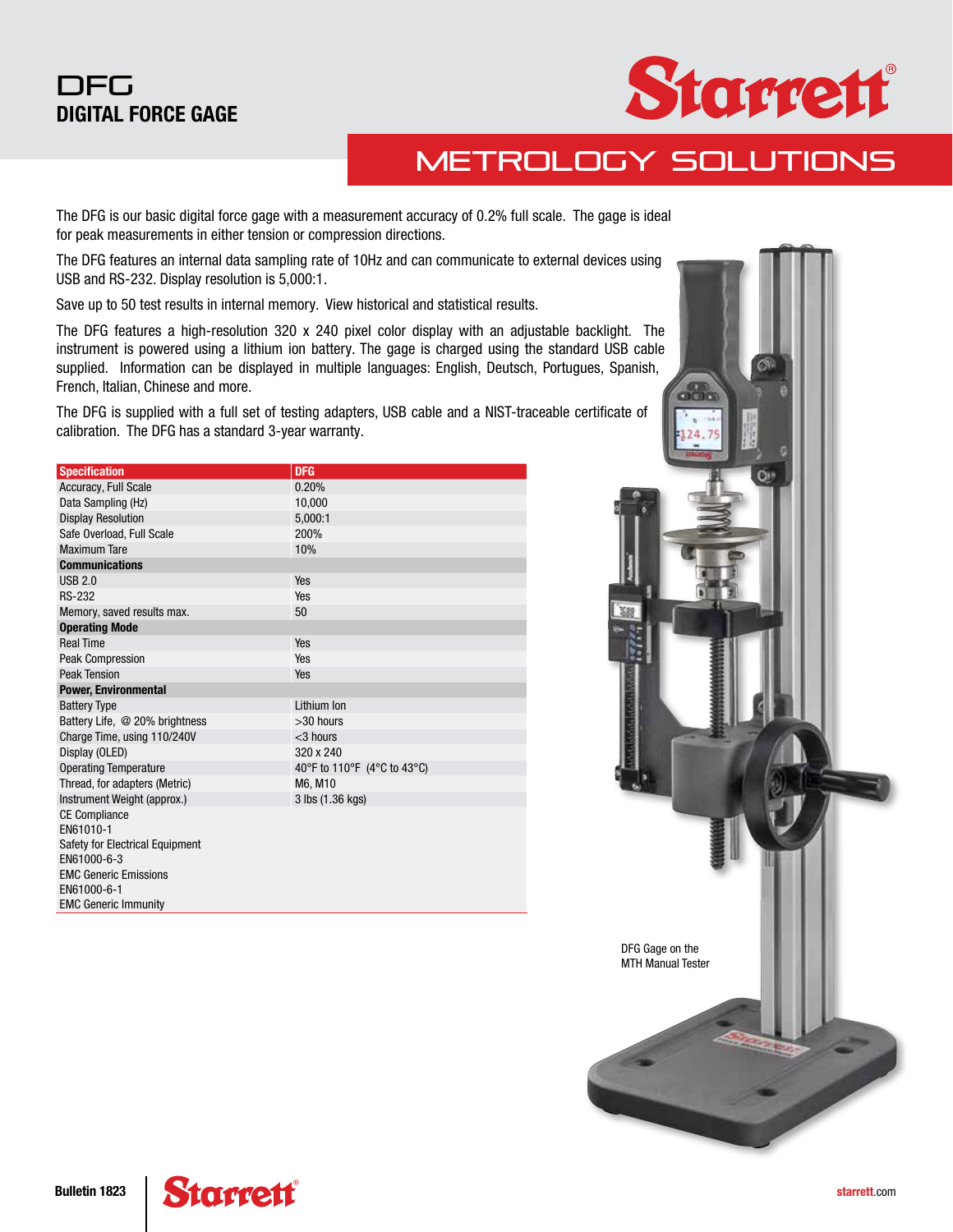# DFG
## DIGITAL FORCE GAGE

Starrett

METROLOGY SOLUTIONS

The DFG is our basic digital force gage with a measurement accuracy of 0.2% full scale. The gage is ideal for peak measurements in either tension or compression directions.

The DFG features an internal data sampling rate of 10Hz and can communicate to external devices using USB and RS-232. Display resolution is 5,000:1.

Save up to 50 test results in internal memory. View historical and statistical results.

The DFG features a high-resolution 320 x 240 pixel color display with an adjustable backlight. The instrument is powered using a lithium ion battery. The gage is charged using the standard USB cable supplied. Information can be displayed in multiple languages: English, Deutsch, Portugues, Spanish, French, Italian, Chinese and more.

The DFG is supplied with a full set of testing adapters, USB cable and a NIST-traceable certificate of calibration. The DFG has a standard 3-year warranty.

| Specification | DFG |
|---|---|
| Accuracy, Full Scale | 0.20% |
| Data Sampling (Hz) | 10,000 |
| Display Resolution | 5,000:1 |
| Safe Overload, Full Scale | 200% |
| Maximum Tare | 10% |
| **Communications** | |
| USB 2.0 | Yes |
| RS-232 | Yes |
| Memory, saved results max. | 50 |
| **Operating Mode** | |
| Real Time | Yes |
| Peak Compression | Yes |
| Peak Tension | Yes |
| **Power, Environmental** | |
| Battery Type | Lithium Ion |
| Battery Life, @ 20% brightness | >30 hours |
| Charge Time, using 110/240V | <3 hours |
| Display (OLED) | 320 x 240 |
| Operating Temperature | 40°F to 110°F (4°C to 43°C) |
| Thread, for adapters (Metric) | M6, M10 |
| Instrument Weight (approx.) | 3 lbs (1.36 kgs) |
| CE Compliance<br>EN61010-1<br>Safety for Electrical Equipment<br>EN61000-6-3<br>EMC Generic Emissions<br>EN61000-6-1<br>EMC Generic Immunity | |

DFG Gage on the MTH Manual Tester

Bulletin 1823

starrett.com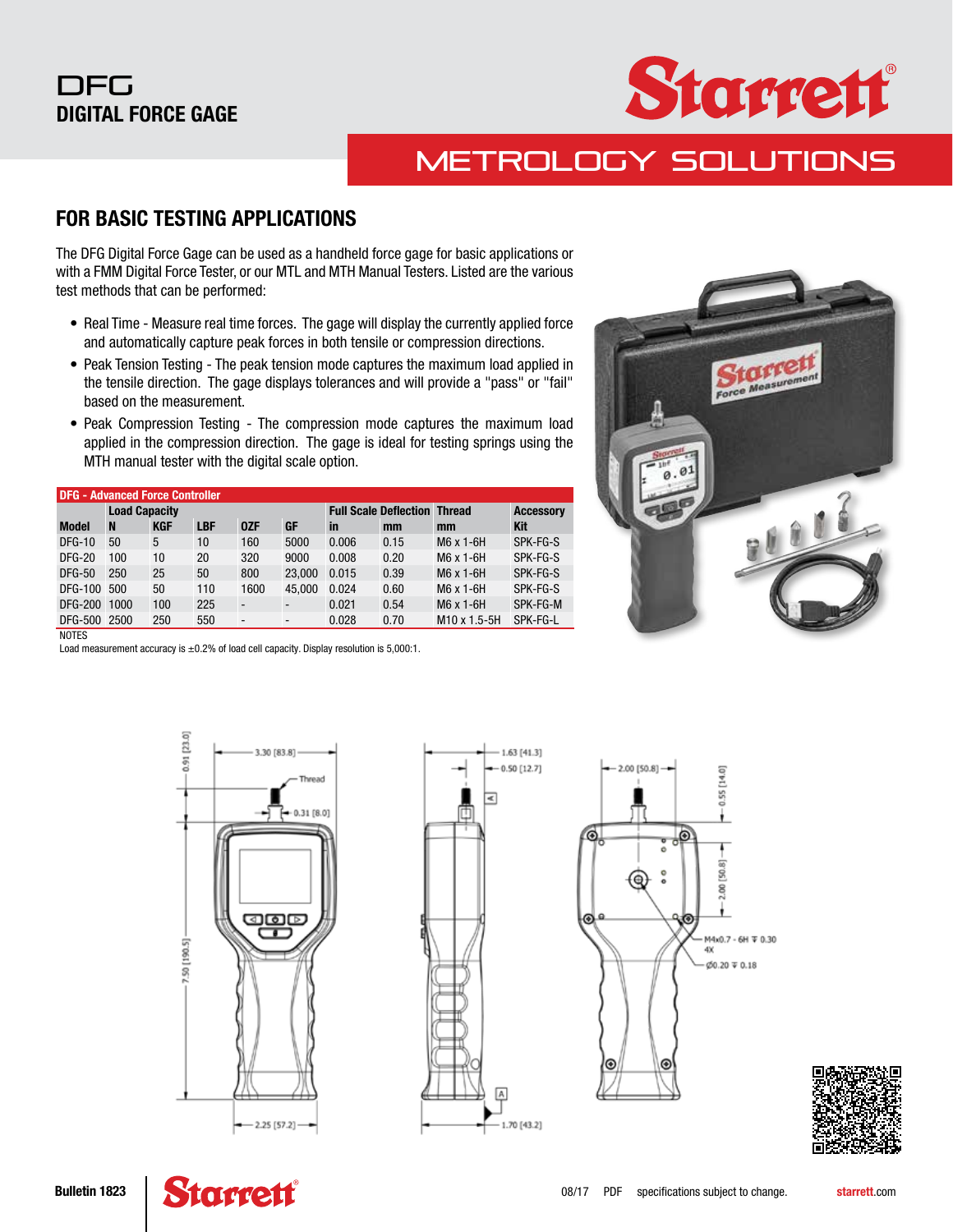# DFG
## DIGITAL FORCE GAGE

METROLOGY SOLUTIONS

## FOR BASIC TESTING APPLICATIONS

The DFG Digital Force Gage can be used as a handheld force gage for basic applications or with a FMM Digital Force Tester, or our MTL and MTH Manual Testers. Listed are the various test methods that can be performed:

- Real Time - Measure real time forces. The gage will display the currently applied force and automatically capture peak forces in both tensile or compression directions.
- Peak Tension Testing - The peak tension mode captures the maximum load applied in the tensile direction. The gage displays tolerances and will provide a "pass" or "fail" based on the measurement.
- Peak Compression Testing - The compression mode captures the maximum load applied in the compression direction. The gage is ideal for testing springs using the MTH manual tester with the digital scale option.

**DFG - Advanced Force Controller**

| | Load Capacity | | | | | Full Scale Deflection | | Thread | Accessory |
|---|---|---|---|---|---|---|---|---|---|
| **Model** | **N** | **KGF** | **LBF** | **OZF** | **GF** | **in** | **mm** | **mm** | **Kit** |
| DFG-10 | 50 | 5 | 10 | 160 | 5000 | 0.006 | 0.15 | M6 x 1-6H | SPK-FG-S |
| DFG-20 | 100 | 10 | 20 | 320 | 9000 | 0.008 | 0.20 | M6 x 1-6H | SPK-FG-S |
| DFG-50 | 250 | 25 | 50 | 800 | 23,000 | 0.015 | 0.39 | M6 x 1-6H | SPK-FG-S |
| DFG-100 | 500 | 50 | 110 | 1600 | 45,000 | 0.024 | 0.60 | M6 x 1-6H | SPK-FG-S |
| DFG-200 | 1000 | 100 | 225 | - | - | 0.021 | 0.54 | M6 x 1-6H | SPK-FG-M |
| DFG-500 | 2500 | 250 | 550 | - | - | 0.028 | 0.70 | M10 x 1.5-5H | SPK-FG-L |

NOTES
Load measurement accuracy is ±0.2% of load cell capacity. Display resolution is 5,000:1.

3.30 [83.8]
Thread
0.31 [8.0]
0.91 [23.0]
7.50 [190.5]
2.25 [57.2]
1.63 [41.3]
0.50 [12.7]
A
A
1.70 [43.2]
2.00 [50.8]
0.55 [14.0]
2.00 [50.8]
M4x0.7 - 6H ⊽ 0.30
4X
Ø0.20 ⊽ 0.18

Bulletin 1823

08/17 PDF specifications subject to change. starrett.com